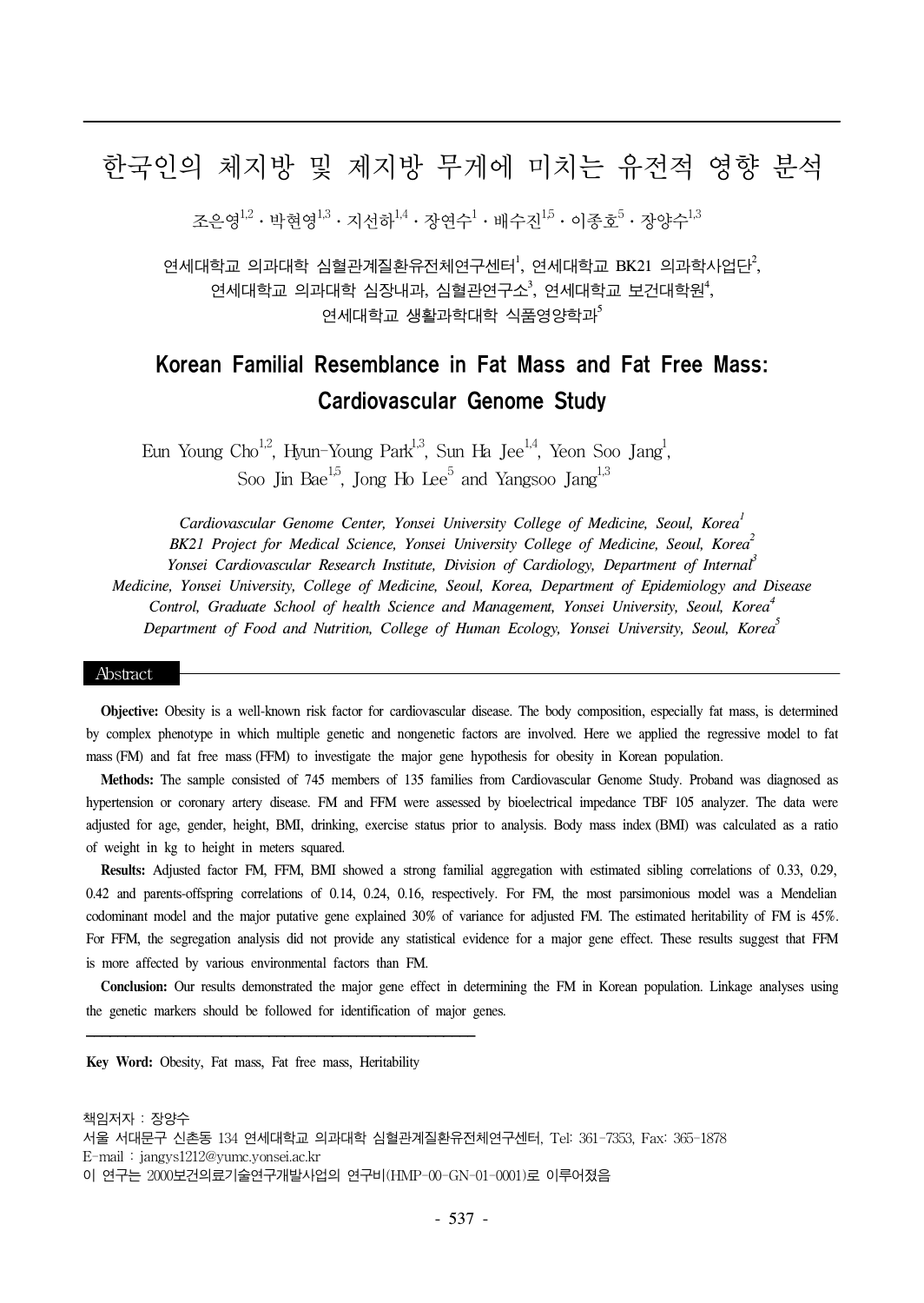# 한국인의 체지방 및 제지방 무게에 미치는 유전적 영향 분석

조은영[1,2] · 박현영[1,3] · 지선하[1,4] · 장연수[1] · 배수진[1,5] · 이종호[5] · 장양수[1,3]

연세대학교 의과대학 심혈관계질환유전체연구센터[1], 연세대학교 BK21 의과학사업단[2],
연세대학교 의과대학 심장내과, 심혈관연구소[3], 연세대학교 보건대학원[4],
연세대학교 생활과학대학 식품영양학과[5]

## Korean Familial Resemblance in Fat Mass and Fat Free Mass: Cardiovascular Genome Study

Eun Young Cho[1,2], Hyun-Young Park[1,3], Sun Ha Jee[1,4], Yeon Soo Jang[1], Soo Jin Bae[1,5], Jong Ho Lee[5] and Yangsoo Jang[1,3]

*Cardiovascular Genome Center, Yonsei University College of Medicine, Seoul, Korea[1]*
*BK21 Project for Medical Science, Yonsei University College of Medicine, Seoul, Korea[2]*
*Yonsei Cardiovascular Research Institute, Division of Cardiology, Department of Internal[3] Medicine, Yonsei University, College of Medicine, Seoul, Korea, Department of Epidemiology and Disease Control, Graduate School of health Science and Management, Yonsei University, Seoul, Korea[4]*
*Department of Food and Nutrition, College of Human Ecology, Yonsei University, Seoul, Korea[5]*

### Abstract

**Objective:** Obesity is a well-known risk factor for cardiovascular disease. The body composition, especially fat mass, is determined by complex phenotype in which multiple genetic and nongenetic factors are involved. Here we applied the regressive model to fat mass (FM) and fat free mass (FFM) to investigate the major gene hypothesis for obesity in Korean population.

**Methods:** The sample consisted of 745 members of 135 families from Cardiovascular Genome Study. Proband was diagnosed as hypertension or coronary artery disease. FM and FFM were assessed by bioelectrical impedance TBF 105 analyzer. The data were adjusted for age, gender, height, BMI, drinking, exercise status prior to analysis. Body mass index (BMI) was calculated as a ratio of weight in kg to height in meters squared.

**Results:** Adjusted factor FM, FFM, BMI showed a strong familial aggregation with estimated sibling correlations of 0.33, 0.29, 0.42 and parents-offspring correlations of 0.14, 0.24, 0.16, respectively. For FM, the most parsimonious model was a Mendelian codominant model and the major putative gene explained 30% of variance for adjusted FM. The estimated heritability of FM is 45%. For FFM, the segregation analysis did not provide any statistical evidence for a major gene effect. These results suggest that FFM is more affected by various environmental factors than FM.

**Conclusion:** Our results demonstrated the major gene effect in determining the FM in Korean population. Linkage analyses using the genetic markers should be followed for identification of major genes.

**Key Word:** Obesity, Fat mass, Fat free mass, Heritability

책임저자 : 장양수
서울 서대문구 신촌동 134 연세대학교 의과대학 심혈관계질환유전체연구센터, Tel: 361-7353, Fax: 365-1878
E-mail : jangys1212@yumc.yonsei.ac.kr
이 연구는 2000보건의료기술연구개발사업의 연구비(HMP-00-GN-01-0001)로 이루어졌음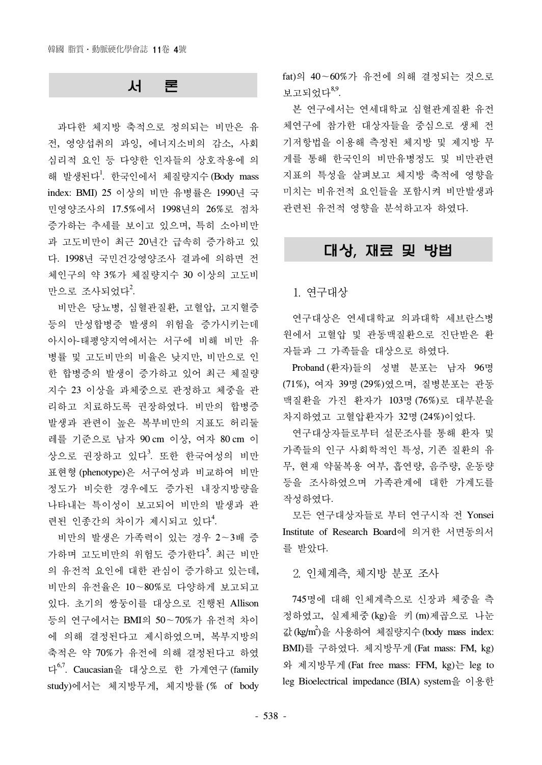## 서 론

과다한 체지방 축적으로 정의되는 비만은 유전, 영양섭취의 과잉, 에너지소비의 감소, 사회심리적 요인 등 다양한 인자들의 상호작용에 의해 발생된다[1]. 한국인에서 체질량지수(Body mass index: BMI) 25 이상의 비만 유병률은 1990년 국민영양조사의 17.5%에서 1998년의 26%로 점차 증가하는 추세를 보이고 있으며, 특히 소아비만과 고도비만이 최근 20년간 급속히 증가하고 있다. 1998년 국민건강영양조사 결과에 의하면 전체인구의 약 3%가 체질량지수 30 이상의 고도비만으로 조사되었다[2].

비만은 당뇨병, 심혈관질환, 고혈압, 고지혈증 등의 만성합병증 발생의 위험을 증가시키는데 아시아-태평양지역에서는 서구에 비해 비만 유병률 및 고도비만의 비율은 낮지만, 비만으로 인한 합병증의 발생이 증가하고 있어 최근 체질량지수 23 이상을 과체중으로 판정하고 체중을 관리하고 치료하도록 권장하였다. 비만의 합병증 발생과 관련이 높은 복부비만의 지표도 허리둘레를 기준으로 남자 90 cm 이상, 여자 80 cm 이상으로 권장하고 있다[3]. 또한 한국여성의 비만 표현형(phenotype)은 서구여성과 비교하여 비만 정도가 비슷한 경우에도 증가된 내장지방량을 나타내는 특이성이 보고되어 비만의 발생과 관련된 인종간의 차이가 제시되고 있다[4].

비만의 발생은 가족력이 있는 경우 2~3배 증가하며 고도비만의 위험도 증가한다[5]. 최근 비만의 유전적 요인에 대한 관심이 증가하고 있는데, 비만의 유전율은 10~80%로 다양하게 보고되고 있다. 초기의 쌍둥이를 대상으로 진행된 Allison 등의 연구에서는 BMI의 50~70%가 유전적 차이에 의해 결정된다고 제시하였으며, 복부지방의 축적은 약 70%가 유전에 의해 결정된다고 하였다[6,7]. Caucasian을 대상으로 한 가계연구(family study)에서는 체지방무게, 체지방률(% of body fat)의 40~60%가 유전에 의해 결정되는 것으로 보고되었다[8,9].

본 연구에서는 연세대학교 심혈관계질환 유전체연구에 참가한 대상자들을 중심으로 생체 전기저항법을 이용해 측정된 체지방 및 제지방 무게를 통해 한국인의 비만유병정도 및 비만관련 지표의 특성을 살펴보고 체지방 축적에 영향을 미치는 비유전적 요인들을 포함시켜 비만발생과 관련된 유전적 영향을 분석하고자 하였다.

## 대상, 재료 및 방법

### 1. 연구대상

연구대상은 연세대학교 의과대학 세브란스병원에서 고혈압 및 관동맥질환으로 진단받은 환자들과 그 가족들을 대상으로 하였다.

Proband(환자)들의 성별 분포는 남자 96명(71%), 여자 39명(29%)였으며, 질병분포는 관동맥질환을 가진 환자가 103명(76%)로 대부분을 차지하였고 고혈압환자가 32명(24%)이었다.

연구대상자들로부터 설문조사를 통해 환자 및 가족들의 인구 사회학적인 특성, 기존 질환의 유무, 현재 약물복용 여부, 흡연량, 음주량, 운동량 등을 조사하였으며 가족관계에 대한 가계도를 작성하였다.

모든 연구대상자들로 부터 연구시작 전 Yonsei Institute of Research Board에 의거한 서면동의서를 받았다.

### 2. 인체계측, 체지방 분포 조사

745명에 대해 인체계측으로 신장과 체중을 측정하였고, 실제체중(kg)을 키(m)제곱으로 나눈 값($kg/m^2$)을 사용하여 체질량지수(body mass index: BMI)를 구하였다. 체지방무게(Fat mass: FM, kg)와 제지방무게(Fat free mass: FFM, kg)는 leg to leg Bioelectrical impedance (BIA) system을 이용한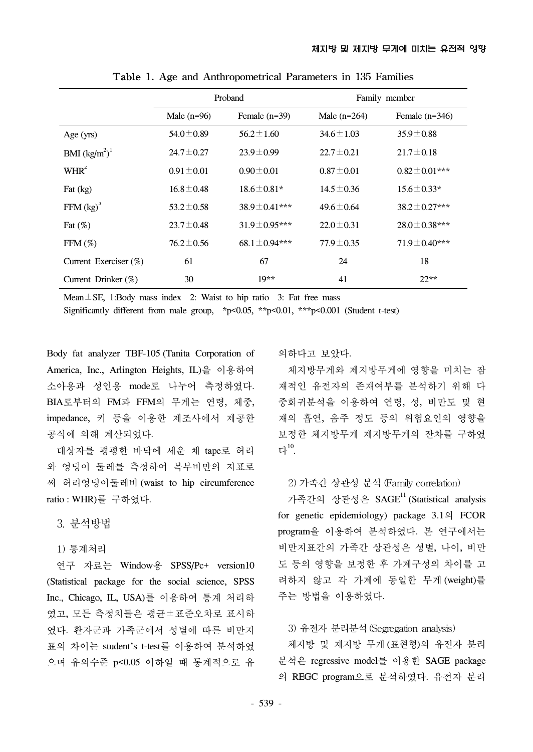**Table 1.** Age and Anthropometrical Parameters in 135 Families

| | Proband | | Family member | |
|---|---|---|---|---|
| | Male (n=96) | Female (n=39) | Male (n=264) | Female (n=346) |
| Age (yrs) | 54.0±0.89 | 56.2±1.60 | 34.6±1.03 | 35.9±0.88 |
| BMI ($kg/m^2$)[1] | 24.7±0.27 | 23.9±0.99 | 22.7±0.21 | 21.7±0.18 |
| WHR[2] | 0.91±0.01 | 0.90±0.01 | 0.87±0.01 | 0.82±0.01*** |
| Fat (kg) | 16.8±0.48 | 18.6±0.81* | 14.5±0.36 | 15.6±0.33* |
| FFM (kg)[3] | 53.2±0.58 | 38.9±0.41*** | 49.6±0.64 | 38.2±0.27*** |
| Fat (%) | 23.7±0.48 | 31.9±0.95*** | 22.0±0.31 | 28.0±0.38*** |
| FFM (%) | 76.2±0.56 | 68.1±0.94*** | 77.9±0.35 | 71.9±0.40*** |
| Current Exerciser (%) | 61 | 67 | 24 | 18 |
| Current Drinker (%) | 30 | 19** | 41 | 22** |

Mean±SE, 1:Body mass index 2: Waist to hip ratio 3: Fat free mass
Significantly different from male group, *p<0.05, **p<0.01, ***p<0.001 (Student t-test)

Body fat analyzer TBF-105 (Tanita Corporation of America, Inc., Arlington Heights, IL)을 이용하여 소아용과 성인용 mode로 나누어 측정하였다. BIA로부터의 FM과 FFM의 무게는 연령, 체중, impedance, 키 등을 이용한 제조사에서 제공한 공식에 의해 계산되었다.

대상자를 평평한 바닥에 세운 채 tape로 허리와 엉덩이 둘레를 측정하여 복부비만의 지표로써 허리엉덩이둘레비 (waist to hip circumference ratio : WHR)를 구하였다.

## 3. 분석방법

### 1) 통계처리

연구 자료는 Window용 SPSS/Pc+ version10 (Statistical package for the social science, SPSS Inc., Chicago, IL, USA)를 이용하여 통계 처리하였고, 모든 측정치들은 평균±표준오차로 표시하였다. 환자군과 가족군에서 성별에 따른 비만지표의 차이는 student's t-test를 이용하여 분석하였으며 유의수준 p<0.05 이하일 때 통계적으로 유의하다고 보았다.

체지방무게와 제지방무게에 영향을 미치는 잠재적인 유전자의 존재여부를 분석하기 위해 다중회귀분석을 이용하여 연령, 성, 비만도 및 현재의 흡연, 음주 정도 등의 위험요인의 영향을 보정한 체지방무게 제지방무게의 잔차를 구하였다[10].

### 2) 가족간 상관성 분석 (Family correlation)

가족간의 상관성은 SAGE[11] (Statistical analysis for genetic epidemiology) package 3.1의 FCOR program을 이용하여 분석하였다. 본 연구에서는 비만지표간의 가족간 상관성은 성별, 나이, 비만도 등의 영향을 보정한 후 가계구성의 차이를 고려하지 않고 각 가계에 동일한 무게 (weight)를 주는 방법을 이용하였다.

### 3) 유전자 분리분석 (Segregation analysis)

체지방 및 제지방 무게 (표현형)의 유전자 분리분석은 regressive model를 이용한 SAGE package의 REGC program으로 분석하였다. 유전자 분리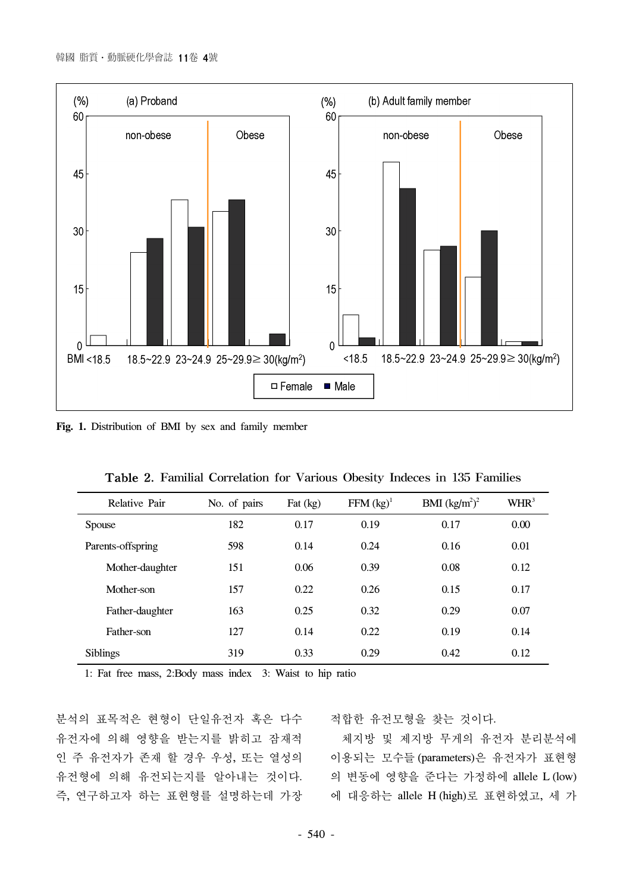**Fig. 1.** Distribution of BMI by sex and family member

**Table 2.** Familial Correlation for Various Obesity Indeces in 135 Families

| Relative Pair | No. of pairs | Fat (kg) | FFM (kg)[1] | BMI ($kg/m^2$)[2] | WHR[3] |
|---|---|---|---|---|---|
| Spouse | 182 | 0.17 | 0.19 | 0.17 | 0.00 |
| Parents-offspring | 598 | 0.14 | 0.24 | 0.16 | 0.01 |
| Mother-daughter | 151 | 0.06 | 0.39 | 0.08 | 0.12 |
| Mother-son | 157 | 0.22 | 0.26 | 0.15 | 0.17 |
| Father-daughter | 163 | 0.25 | 0.32 | 0.29 | 0.07 |
| Father-son | 127 | 0.14 | 0.22 | 0.19 | 0.14 |
| Siblings | 319 | 0.33 | 0.29 | 0.42 | 0.12 |

1: Fat free mass, 2:Body mass index 3: Waist to hip ratio

분석의 표목적은 현형이 단일유전자 혹은 다수 유전자에 의해 영향을 받는지를 밝히고 잠재적인 주 유전자가 존재 할 경우 우성, 또는 열성의 유전형에 의해 유전되는지를 알아내는 것이다. 즉, 연구하고자 하는 표현형를 설명하는데 가장 적합한 유전모형을 찾는 것이다.

체지방 및 제지방 무게의 유전자 분리분석에 이용되는 모수들 (parameters)은 유전자가 표현형의 변동에 영향을 준다는 가정하에 allele L (low)에 대응하는 allele H (high)로 표현하였고, 세 가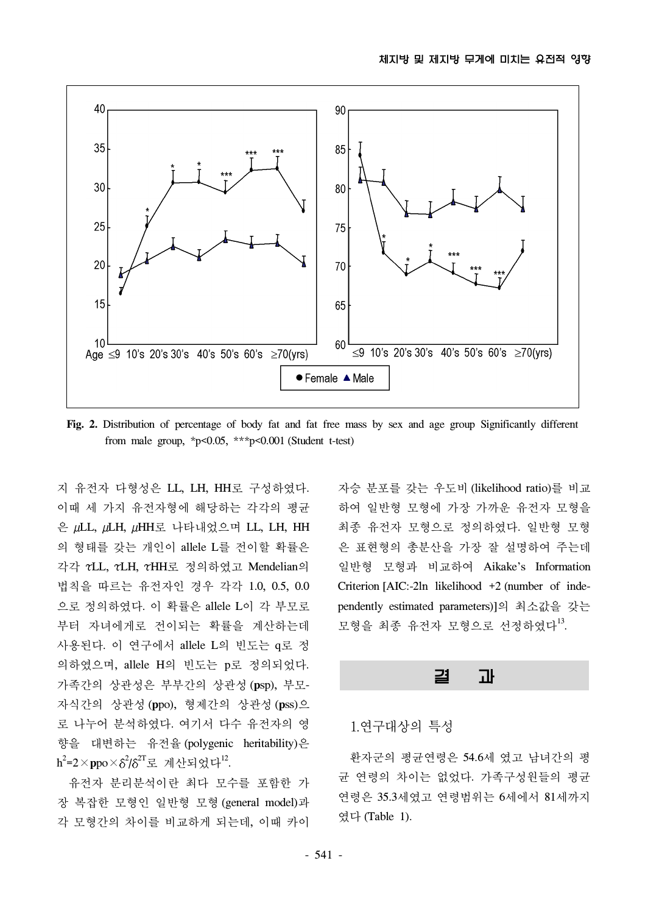Fig. 2. Distribution of percentage of body fat and fat free mass by sex and age group Significantly different from male group, *p<0.05, ***p<0.001 (Student t-test)

지 유전자 다형성은 LL, LH, HH로 구성하였다. 이때 세 가지 유전자형에 해당하는 각각의 평균은 $\mu$LL, $\mu$LH, $\mu$HH로 나타내었으며 LL, LH, HH의 형태를 갖는 개인이 allele L를 전이할 확률은 각각 $\tau$LL, $\tau$LH, $\tau$HH로 정의하였고 Mendelian의 법칙을 따르는 유전자인 경우 각각 1.0, 0.5, 0.0으로 정의하였다. 이 확률은 allele L이 각 부모로부터 자녀에게로 전이되는 확률을 계산하는데 사용된다. 이 연구에서 allele L의 빈도는 q로 정의하였으며, allele H의 빈도는 p로 정의되었다. 가족간의 상관성은 부부간의 상관성 (**p**sp), 부모-자식간의 상관성 (**p**po), 형제간의 상관성 (**p**ss)으로 나누어 분석하였다. 여기서 다수 유전자의 영향을 대변하는 유전율 (polygenic heritability)은 $h^2=2\times \mathbf{p}po\times\delta^2/\delta^{2T}$로 계산되었다[12].

유전자 분리분석이란 최다 모수를 포함한 가장 복잡한 모형인 일반형 모형 (general model)과 각 모형간의 차이를 비교하게 되는데, 이때 카이자승 분포를 갖는 우도비 (likelihood ratio)를 비교하여 일반형 모형에 가장 가까운 유전자 모형을 최종 유전자 모형으로 정의하였다. 일반형 모형은 표현형의 총분산을 가장 잘 설명하여 주는데 일반형 모형과 비교하여 Aikake's Information Criterion [AIC:-2ln likelihood +2 (number of independently estimated parameters)]의 최소값을 갖는 모형을 최종 유전자 모형으로 선정하였다[13].

## 결 과

### 1. 연구대상의 특성

환자군의 평균연령은 54.6세 였고 남녀간의 평균 연령의 차이는 없었다. 가족구성원들의 평균연령은 35.3세였고 연령범위는 6세에서 81세까지였다 (Table 1).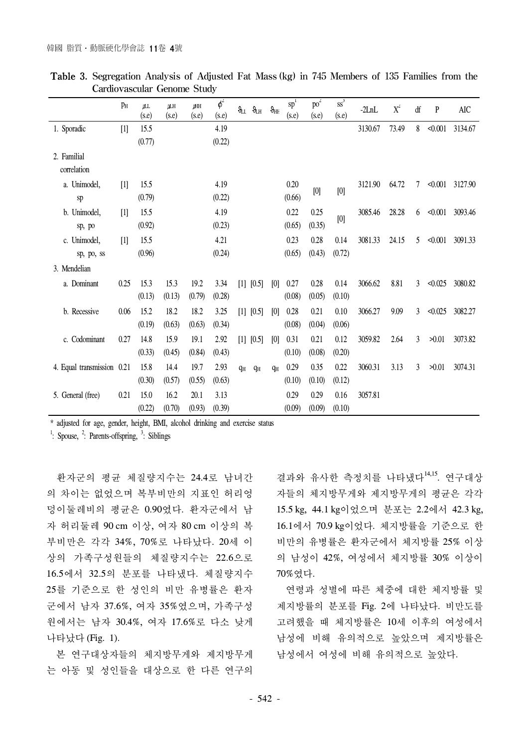**Table 3.** Segregation Analysis of Adjusted Fat Mass (kg) in 745 Members of 135 Families from the Cardiovascular Genome Study

| | $p_H$ | $\mu_{LL}$ (s.e) | $\mu_{LH}$ (s.e) | $\mu_{HH}$ (s.e) | $\phi^2$ (s.e) | $\vartheta_{LL}$ | $\vartheta_{LH}$ | $\vartheta_{HH}$ | sp[1] (s.e) | po[2] (s.e) | ss[3] (s.e) | -2LnL | $X^2$ | df | P | AIC |
|---|---|---|---|---|---|---|---|---|---|---|---|---|---|---|---|---|
| 1. Sporadic | [1] | 15.5 (0.77) | | | 4.19 (0.22) | | | | | | | 3130.67 | 73.49 | 8 | <0.001 | 3134.67 |
| 2. Familial correlation | | | | | | | | | | | | | | | | |
| a. Unimodel, sp | [1] | 15.5 (0.79) | | | 4.19 (0.22) | | | | 0.20 (0.66) | [0] | [0] | 3121.90 | 64.72 | 7 | <0.001 | 3127.90 |
| b. Unimodel, sp, po | [1] | 15.5 (0.92) | | | 4.19 (0.23) | | | | 0.22 (0.65) | 0.25 (0.35) | [0] | 3085.46 | 28.28 | 6 | <0.001 | 3093.46 |
| c. Unimodel, sp, po, ss | [1] | 15.5 (0.96) | | | 4.21 (0.24) | | | | 0.23 (0.65) | 0.28 (0.43) | 0.14 (0.72) | 3081.33 | 24.15 | 5 | <0.001 | 3091.33 |
| 3. Mendelian | | | | | | | | | | | | | | | | |
| a. Dominant | 0.25 | 15.3 (0.13) | 15.3 (0.13) | 19.2 (0.79) | 3.34 (0.28) | [1] | [0.5] | [0] | 0.27 (0.08) | 0.28 (0.05) | 0.14 (0.10) | 3066.62 | 8.81 | 3 | <0.025 | 3080.82 |
| b. Recessive | 0.06 | 15.2 (0.19) | 18.2 (0.63) | 18.2 (0.63) | 3.25 (0.34) | [1] | [0.5] | [0] | 0.28 (0.08) | 0.21 (0.04) | 0.10 (0.06) | 3066.27 | 9.09 | 3 | <0.025 | 3082.27 |
| c. Codominant | 0.27 | 14.8 (0.33) | 15.9 (0.45) | 19.1 (0.84) | 2.92 (0.43) | [1] | [0.5] | [0] | 0.31 (0.10) | 0.21 (0.08) | 0.12 (0.20) | 3059.82 | 2.64 | 3 | >0.01 | 3073.82 |
| 4. Equal transmission | 0.21 | 15.8 (0.30) | 14.4 (0.57) | 19.7 (0.55) | 2.93 (0.63) | $q_H$ | $q_H$ | $q_H$ | 0.29 (0.10) | 0.35 (0.10) | 0.22 (0.12) | 3060.31 | 3.13 | 3 | >0.01 | 3074.31 |
| 5. General (free) | 0.21 | 15.0 (0.22) | 16.2 (0.70) | 20.1 (0.93) | 3.13 (0.39) | | | | 0.29 (0.09) | 0.29 (0.09) | 0.16 (0.10) | 3057.81 | | | | |

\* adjusted for age, gender, height, BMI, alcohol drinking and exercise status

[1]: Spouse, [2]: Parents-offspring, [3]: Siblings

환자군의 평균 체질량지수는 24.4로 남녀간의 차이는 없었으며 복부비만의 지표인 허리엉덩이둘레비의 평균은 0.90였다. 환자군에서 남자 허리둘레 90 cm 이상, 여자 80 cm 이상의 복부비만은 각각 34%, 70%로 나타났다. 20세 이상의 가족구성원들의 체질량지수는 22.6으로 16.5에서 32.5의 분포를 나타냈다. 체질량지수 25를 기준으로 한 성인의 비만 유병률은 환자군에서 남자 37.6%, 여자 35%였으며, 가족구성원에서는 남자 30.4%, 여자 17.6%로 다소 낮게 나타났다 (Fig. 1).

본 연구대상자들의 체지방무게와 제지방무게는 아동 및 성인들을 대상으로 한 다른 연구의 결과와 유사한 측정치를 나타냈다[14,15]. 연구대상자들의 체지방무게와 제지방무게의 평균은 각각 15.5 kg, 44.1 kg이었으며 분포는 2.2에서 42.3 kg, 16.1에서 70.9 kg이었다. 체지방률을 기준으로 한 비만의 유병률은 환자군에서 체지방률 25% 이상의 남성이 42%, 여성에서 체지방률 30% 이상이 70%였다.

연령과 성별에 따른 체중에 대한 체지방률 및 제지방률의 분포를 Fig. 2에 나타났다. 비만도를 고려했을 때 체지방률은 10세 이후의 여성에서 남성에 비해 유의적으로 높았으며 제지방률은 남성에서 여성에 비해 유의적으로 높았다.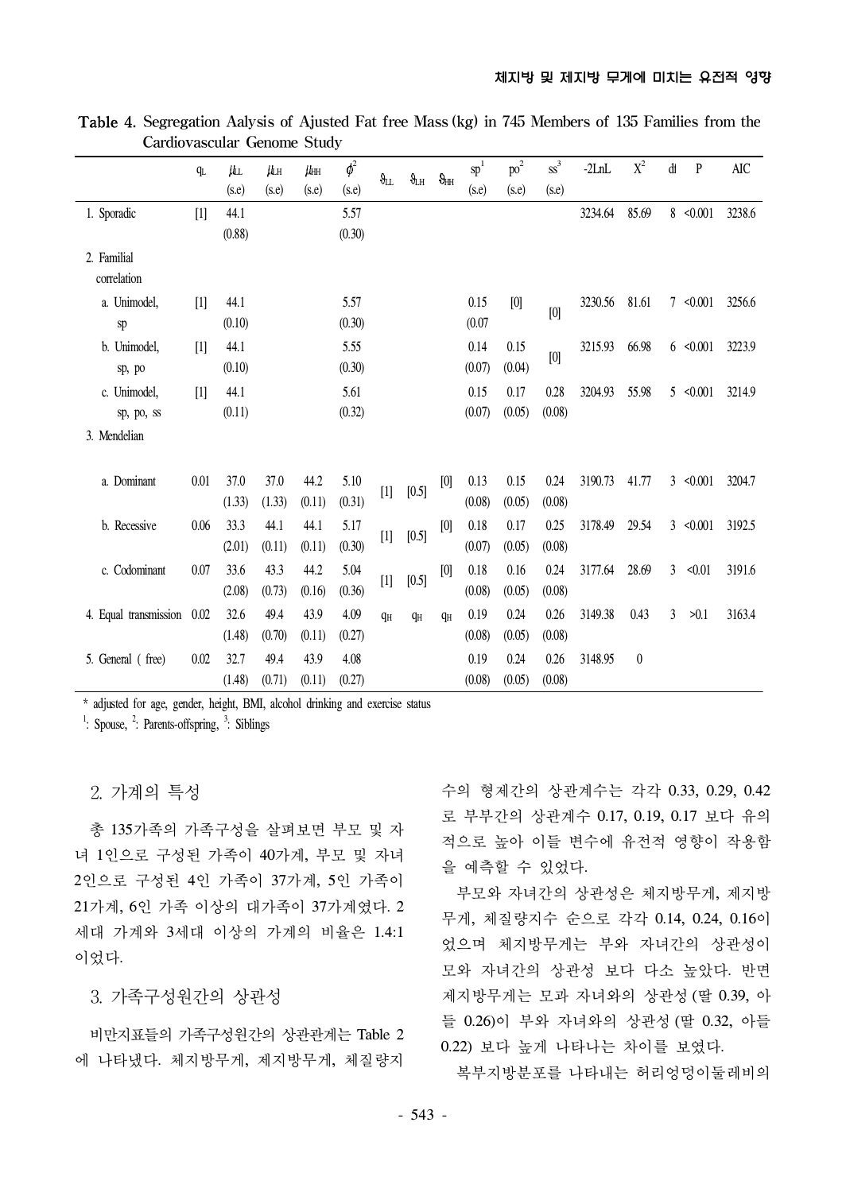**Table 4.** Segregation Aalysis of Ajusted Fat free Mass (kg) in 745 Members of 135 Families from the Cardiovascular Genome Study

| | $q_L$ | $\mu_{LL}$ (s.e) | $\mu_{LH}$ (s.e) | $\mu_{HH}$ (s.e) | $\phi^2$ (s.e) | $\vartheta_{LL}$ | $\vartheta_{LH}$ | $\vartheta_{HH}$ | sp[1] (s.e) | po[2] (s.e) | ss[3] (s.e) | -2LnL | $X^2$ | df | P | AIC |
|---|---|---|---|---|---|---|---|---|---|---|---|---|---|---|---|---|
| 1. Sporadic | [1] | 44.1 (0.88) | | | 5.57 (0.30) | | | | | | | 3234.64 | 85.69 | 8 | <0.001 | 3238.6 |
| 2. Familial correlation | | | | | | | | | | | | | | | | |
| a. Unimodel, sp | [1] | 44.1 (0.10) | | | 5.57 (0.30) | | | | 0.15 (0.07 | [0] | [0] | 3230.56 | 81.61 | 7 | <0.001 | 3256.6 |
| b. Unimodel, sp, po | [1] | 44.1 (0.10) | | | 5.55 (0.30) | | | | 0.14 (0.07) | 0.15 (0.04) | [0] | 3215.93 | 66.98 | 6 | <0.001 | 3223.9 |
| c. Unimodel, sp, po, ss | [1] | 44.1 (0.11) | | | 5.61 (0.32) | | | | 0.15 (0.07) | 0.17 (0.05) | 0.28 (0.08) | 3204.93 | 55.98 | 5 | <0.001 | 3214.9 |
| 3. Mendelian | | | | | | | | | | | | | | | | |
| a. Dominant | 0.01 | 37.0 (1.33) | 37.0 (1.33) | 44.2 (0.11) | 5.10 (0.31) | [1] | [0.5] | [0] | 0.13 (0.08) | 0.15 (0.05) | 0.24 (0.08) | 3190.73 | 41.77 | 3 | <0.001 | 3204.7 |
| b. Recessive | 0.06 | 33.3 (2.01) | 44.1 (0.11) | 44.1 (0.11) | 5.17 (0.30) | [1] | [0.5] | [0] | 0.18 (0.07) | 0.17 (0.05) | 0.25 (0.08) | 3178.49 | 29.54 | 3 | <0.001 | 3192.5 |
| c. Codominant | 0.07 | 33.6 (2.08) | 43.3 (0.73) | 44.2 (0.16) | 5.04 (0.36) | [1] | [0.5] | [0] | 0.18 (0.08) | 0.16 (0.05) | 0.24 (0.08) | 3177.64 | 28.69 | 3 | <0.01 | 3191.6 |
| 4. Equal transmission | 0.02 | 32.6 (1.48) | 49.4 (0.70) | 43.9 (0.11) | 4.09 (0.27) | $q_H$ | $q_H$ | $q_H$ | 0.19 (0.08) | 0.24 (0.05) | 0.26 (0.08) | 3149.38 | 0.43 | 3 | >0.1 | 3163.4 |
| 5. General ( free) | 0.02 | 32.7 (1.48) | 49.4 (0.71) | 43.9 (0.11) | 4.08 (0.27) | | | | 0.19 (0.08) | 0.24 (0.05) | 0.26 (0.08) | 3148.95 | 0 | | | |

* adjusted for age, gender, height, BMI, alcohol drinking and exercise status

[1]: Spouse, [2]: Parents-offspring, [3]: Siblings

## 2. 가계의 특성

총 135가족의 가족구성을 살펴보면 부모 및 자녀 1인으로 구성된 가족이 40가계, 부모 및 자녀 2인으로 구성된 4인 가족이 37가계, 5인 가족이 21가계, 6인 가족 이상의 대가족이 37가계였다. 2세대 가계와 3세대 이상의 가계의 비율은 1.4:1 이었다.

## 3. 가족구성원간의 상관성

비만지표들의 가족구성원간의 상관관계는 Table 2에 나타냈다. 체지방무게, 제지방무게, 체질량지수의 형제간의 상관계수는 각각 0.33, 0.29, 0.42로 부부간의 상관계수 0.17, 0.19, 0.17 보다 유의적으로 높아 이들 변수에 유전적 영향이 작용함을 예측할 수 있었다.

부모와 자녀간의 상관성은 체지방무게, 제지방무게, 체질량지수 순으로 각각 0.14, 0.24, 0.16이었으며 체지방무게는 부와 자녀간의 상관성이 모와 자녀간의 상관성 보다 다소 높았다. 반면 제지방무게는 모과 자녀와의 상관성 (딸 0.39, 아들 0.26)이 부와 자녀와의 상관성 (딸 0.32, 아들 0.22) 보다 높게 나타나는 차이를 보였다.

복부지방분포를 나타내는 허리엉덩이둘레비의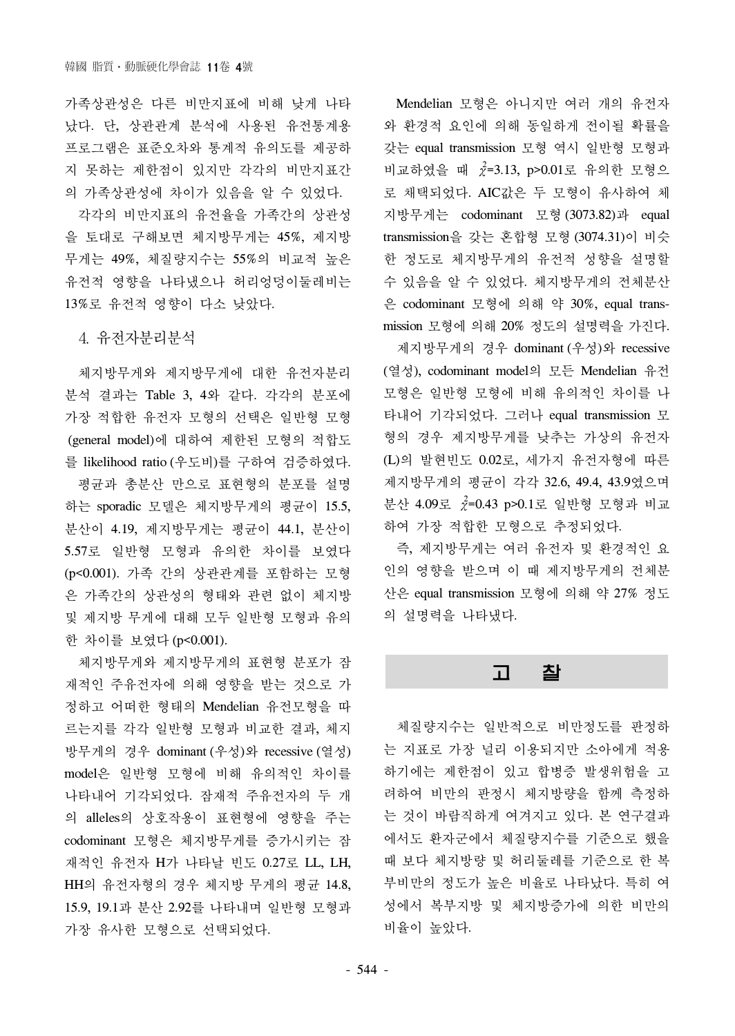가족상관성은 다른 비만지표에 비해 낮게 나타났다. 단, 상관관계 분석에 사용된 유전통계용 프로그램은 표준오차와 통계적 유의도를 제공하지 못하는 제한점이 있지만 각각의 비만지표간의 가족상관성에 차이가 있음을 알 수 있었다.

각각의 비만지표의 유전율을 가족간의 상관성을 토대로 구해보면 체지방무게는 45%, 제지방무게는 49%, 체질량지수는 55%의 비교적 높은 유전적 영향을 나타냈으나 허리엉덩이둘레비는 13%로 유전적 영향이 다소 낮았다.

## 4. 유전자분리분석

체지방무게와 제지방무게에 대한 유전자분리 분석 결과는 Table 3, 4와 같다. 각각의 분포에 가장 적합한 유전자 모형의 선택은 일반형 모형(general model)에 대하여 제한된 모형의 적합도를 likelihood ratio (우도비)를 구하여 검증하였다.

평균과 총분산 만으로 표현형의 분포를 설명하는 sporadic 모델은 체지방무게의 평균이 15.5, 분산이 4.19, 제지방무게는 평균이 44.1, 분산이 5.57로 일반형 모형과 유의한 차이를 보였다 ($p<0.001$). 가족 간의 상관관계를 포함하는 모형은 가족간의 상관성의 형태와 관련 없이 체지방 및 제지방 무게에 대해 모두 일반형 모형과 유의한 차이를 보였다 ($p<0.001$).

체지방무게와 제지방무게의 표현형 분포가 잠재적인 주유전자에 의해 영향을 받는 것으로 가정하고 어떠한 형태의 Mendelian 유전모형을 따르는지를 각각 일반형 모형과 비교한 결과, 체지방무게의 경우 dominant (우성)와 recessive (열성) model은 일반형 모형에 비해 유의적인 차이를 나타내어 기각되었다. 잠재적 주유전자의 두 개의 alleles의 상호작용이 표현형에 영향을 주는 codominant 모형은 체지방무게를 증가시키는 잠재적인 유전자 H가 나타날 빈도 0.27로 LL, LH, HH의 유전자형의 경우 체지방 무게의 평균 14.8, 15.9, 19.1과 분산 2.92를 나타내며 일반형 모형과 가장 유사한 모형으로 선택되었다.

Mendelian 모형은 아니지만 여러 개의 유전자와 환경적 요인에 의해 동일하게 전이될 확률을 갖는 equal transmission 모형 역시 일반형 모형과 비교하였을 때 $\chi^2=3.13$, $p>0.01$로 유의한 모형으로 채택되었다. AIC값은 두 모형이 유사하여 체지방무게는 codominant 모형 (3073.82)과 equal transmission을 갖는 혼합형 모형 (3074.31)이 비슷한 정도로 체지방무게의 유전적 성향을 설명할 수 있음을 알 수 있었다. 체지방무게의 전체분산은 codominant 모형에 의해 약 30%, equal transmission 모형에 의해 20% 정도의 설명력을 가진다.

제지방무게의 경우 dominant (우성)와 recessive (열성), codominant model의 모든 Mendelian 유전모형은 일반형 모형에 비해 유의적인 차이를 나타내어 기각되었다. 그러나 equal transmission 모형의 경우 제지방무게를 낮추는 가상의 유전자 (L)의 발현빈도 0.02로, 세가지 유전자형에 따른 제지방무게의 평균이 각각 32.6, 49.4, 43.9였으며 분산 4.09로 $\chi^2=0.43$ $p>0.1$로 일반형 모형과 비교하여 가장 적합한 모형으로 추정되었다.

즉, 제지방무게는 여러 유전자 및 환경적인 요인의 영향을 받으며 이 때 제지방무게의 전체분산은 equal transmission 모형에 의해 약 27% 정도의 설명력을 나타냈다.

# 고 찰

체질량지수는 일반적으로 비만정도를 판정하는 지표로 가장 널리 이용되지만 소아에게 적용하기에는 제한점이 있고 합병증 발생위험을 고려하여 비만의 판정시 체지방량을 함께 측정하는 것이 바람직하게 여겨지고 있다. 본 연구결과에서도 환자군에서 체질량지수를 기준으로 했을 때 보다 체지방량 및 허리둘레를 기준으로 한 복부비만의 정도가 높은 비율로 나타났다. 특히 여성에서 복부지방 및 체지방증가에 의한 비만의 비율이 높았다.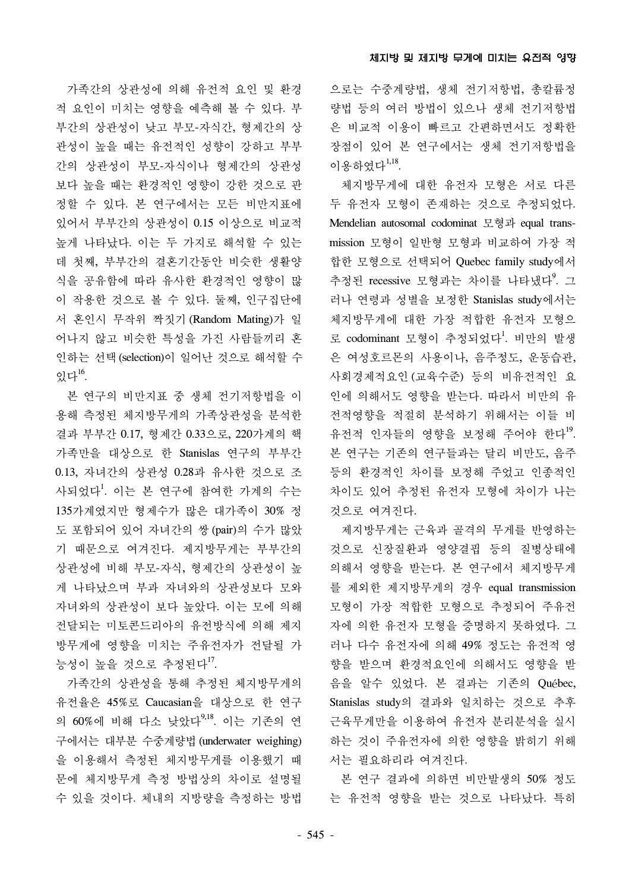가족간의 상관성에 의해 유전적 요인 및 환경적 요인이 미치는 영향을 예측해 볼 수 있다. 부부간의 상관성이 낮고 부모-자식간, 형제간의 상관성이 높을 때는 유전적인 성향이 강하고 부부간의 상관성이 부모-자식이나 형제간의 상관성보다 높을 때는 환경적인 영향이 강한 것으로 판정할 수 있다. 본 연구에서는 모든 비만지표에 있어서 부부간의 상관성이 0.15 이상으로 비교적 높게 나타났다. 이는 두 가지로 해석할 수 있는데 첫째, 부부간의 결혼기간동안 비슷한 생활양식을 공유함에 따라 유사한 환경적인 영향이 많이 작용한 것으로 볼 수 있다. 둘째, 인구집단에서 혼인시 무작위 짝짓기 (Random Mating)가 일어나지 않고 비슷한 특성을 가진 사람들끼리 혼인하는 선택 (selection)이 일어난 것으로 해석할 수 있다[16].

본 연구의 비만지표 중 생체 전기저항법을 이용해 측정된 체지방무게의 가족상관성을 분석한 결과 부부간 0.17, 형제간 0.33으로, 220가계의 핵가족만을 대상으로 한 Stanislas 연구의 부부간 0.13, 자녀간의 상관성 0.28과 유사한 것으로 조사되었다[1]. 이는 본 연구에 참여한 가계의 수는 135가계였지만 형제수가 많은 대가족이 30% 정도 포함되어 있어 자녀간의 쌍 (pair)의 수가 많았기 때문으로 여겨진다. 제지방무게는 부부간의 상관성에 비해 부모-자식, 형제간의 상관성이 높게 나타났으며 부과 자녀와의 상관성보다 모와 자녀와의 상관성이 보다 높았다. 이는 모에 의해 전달되는 미토콘드리아의 유전방식에 의해 제지방무게에 영향을 미치는 주유전자가 전달될 가능성이 높을 것으로 추정된다[17].

가족간의 상관성을 통해 추정된 체지방무게의 유전율은 45%로 Caucasian을 대상으로 한 연구의 60%에 비해 다소 낮았다[9,18]. 이는 기존의 연구에서는 대부분 수중계량법 (underwater weighing)을 이용해서 측정된 체지방무게를 이용했기 때문에 체지방무게 측정 방법상의 차이로 설명될 수 있을 것이다. 체내의 지방량을 측정하는 방법으로는 수중계량법, 생체 전기저항법, 총칼륨정량법 등의 여러 방법이 있으나 생체 전기저항법은 비교적 이용이 빠르고 간편하면서도 정확한 장점이 있어 본 연구에서는 생체 전기저항법을 이용하였다[1,18].

체지방무게에 대한 유전자 모형은 서로 다른 두 유전자 모형이 존재하는 것으로 추정되었다. Mendelian autosomal codominat 모형과 equal transmission 모형이 일반형 모형과 비교하여 가장 적합한 모형으로 선택되어 Quebec family study에서 추정된 recessive 모형과는 차이를 나타냈다[9]. 그러나 연령과 성별을 보정한 Stanislas study에서는 체지방무게에 대한 가장 적합한 유전자 모형으로 codominant 모형이 추정되었다[1]. 비만의 발생은 여성호르몬의 사용이나, 음주정도, 운동습관, 사회경제적요인 (교육수준) 등의 비유전적인 요인에 의해서도 영향을 받는다. 따라서 비만의 유전적영향을 적절히 분석하기 위해서는 이들 비유전적 인자들의 영향을 보정해 주어야 한다[19]. 본 연구는 기존의 연구들과는 달리 비만도, 음주 등의 환경적인 차이를 보정해 주었고 인종적인 차이도 있어 추정된 유전자 모형에 차이가 나는 것으로 여겨진다.

제지방무게는 근육과 골격의 무게를 반영하는 것으로 신장질환과 영양결핍 등의 질병상태에 의해서 영향을 받는다. 본 연구에서 체지방무게를 제외한 제지방무게의 경우 equal transmission 모형이 가장 적합한 모형으로 추정되어 주유전자에 의한 유전자 모형을 증명하지 못하였다. 그러나 다수 유전자에 의해 49% 정도는 유전적 영향을 받으며 환경적요인에 의해서도 영향을 받음을 알수 있었다. 본 결과는 기존의 Québec, Stanislas study의 결과와 일치하는 것으로 추후 근육무게만을 이용하여 유전자 분리분석을 실시하는 것이 주유전자에 의한 영향을 밝히기 위해서는 필요하리라 여겨진다.

본 연구 결과에 의하면 비만발생의 50% 정도는 유전적 영향을 받는 것으로 나타났다. 특히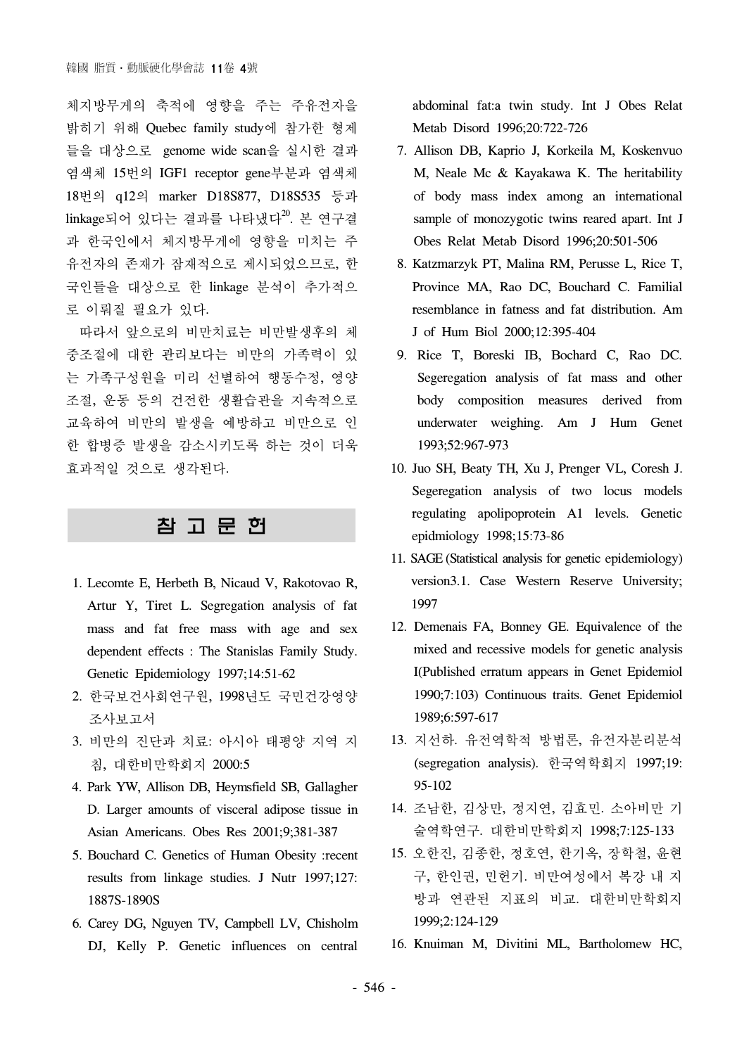체지방무게의 축적에 영향을 주는 주유전자을 밝히기 위해 Quebec family study에 참가한 형제들을 대상으로 genome wide scan을 실시한 결과 염색체 15번의 IGF1 receptor gene부분과 염색체 18번의 q12의 marker D18S877, D18S535 등과 linkage되어 있다는 결과를 나타냈다[20]. 본 연구결과 한국인에서 체지방무게에 영향을 미치는 주유전자의 존재가 잠재적으로 제시되었으므로, 한국인들을 대상으로 한 linkage 분석이 추가적으로 이뤄질 필요가 있다.

따라서 앞으로의 비만치료는 비만발생후의 체중조절에 대한 관리보다는 비만의 가족력이 있는 가족구성원을 미리 선별하여 행동수정, 영양조절, 운동 등의 건전한 생활습관을 지속적으로 교육하여 비만의 발생을 예방하고 비만으로 인한 합병증 발생을 감소시키도록 하는 것이 더욱 효과적일 것으로 생각된다.

## 참 고 문 헌

1. Lecomte E, Herbeth B, Nicaud V, Rakotovao R, Artur Y, Tiret L. Segregation analysis of fat mass and fat free mass with age and sex dependent effects : The Stanislas Family Study. Genetic Epidemiology 1997;14:51-62
2. 한국보건사회연구원, 1998년도 국민건강영양조사보고서
3. 비만의 진단과 치료: 아시아 태평양 지역 지침, 대한비만학회지 2000:5
4. Park YW, Allison DB, Heymsfield SB, Gallagher D. Larger amounts of visceral adipose tissue in Asian Americans. Obes Res 2001;9;381-387
5. Bouchard C. Genetics of Human Obesity :recent results from linkage studies. J Nutr 1997;127: 1887S-1890S
6. Carey DG, Nguyen TV, Campbell LV, Chisholm DJ, Kelly P. Genetic influences on central abdominal fat:a twin study. Int J Obes Relat Metab Disord 1996;20:722-726
7. Allison DB, Kaprio J, Korkeila M, Koskenvuo M, Neale Mc & Kayakawa K. The heritability of body mass index among an international sample of monozygotic twins reared apart. Int J Obes Relat Metab Disord 1996;20:501-506
8. Katzmarzyk PT, Malina RM, Perusse L, Rice T, Province MA, Rao DC, Bouchard C. Familial resemblance in fatness and fat distribution. Am J of Hum Biol 2000;12:395-404
9. Rice T, Boreski IB, Bochard C, Rao DC. Segeregation analysis of fat mass and other body composition measures derived from underwater weighing. Am J Hum Genet 1993;52:967-973
10. Juo SH, Beaty TH, Xu J, Prenger VL, Coresh J. Segeregation analysis of two locus models regulating apolipoprotein A1 levels. Genetic epidmiology 1998;15:73-86
11. SAGE (Statistical analysis for genetic epidemiology) version3.1. Case Western Reserve University; 1997
12. Demenais FA, Bonney GE. Equivalence of the mixed and recessive models for genetic analysis I(Published erratum appears in Genet Epidemiol 1990;7:103) Continuous traits. Genet Epidemiol 1989;6:597-617
13. 지선하. 유전역학적 방법론, 유전자분리분석 (segregation analysis). 한국역학회지 1997;19: 95-102
14. 조남한, 김상만, 정지연, 김효민. 소아비만 기술역학연구. 대한비만학회지 1998;7:125-133
15. 오한진, 김종한, 정호연, 한기옥, 장학철, 윤현구, 한인권, 민헌기. 비만여성에서 복강 내 지방과 연관된 지표의 비교. 대한비만학회지 1999;2:124-129
16. Knuiman M, Divitini ML, Bartholomew HC,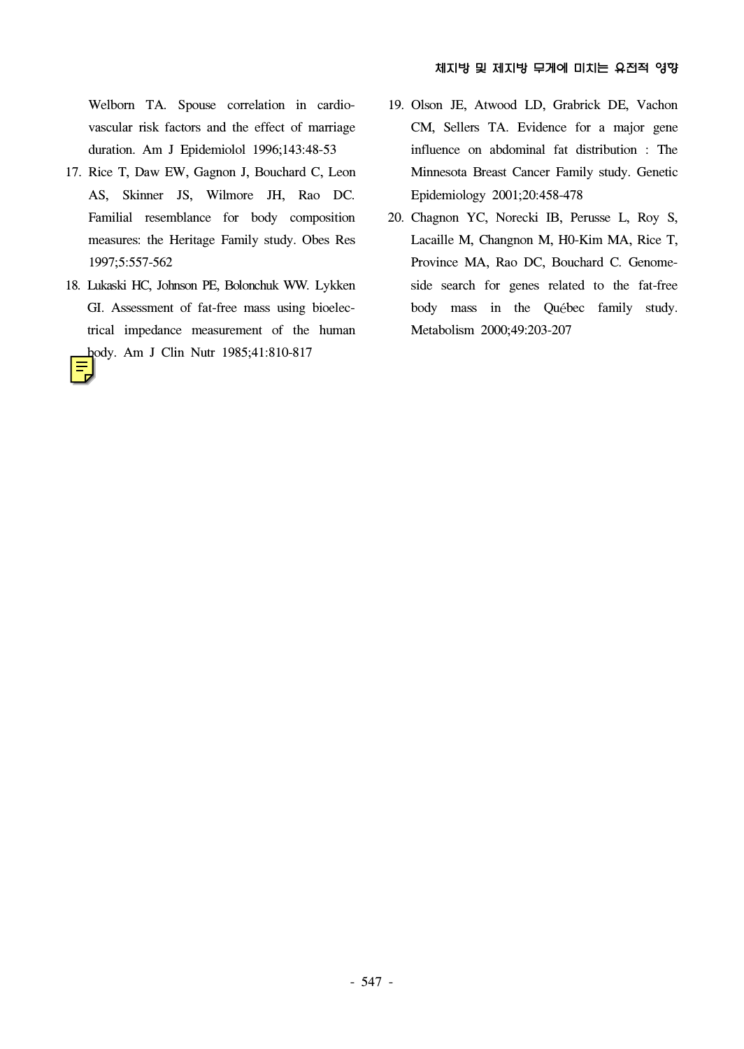Welborn TA. Spouse correlation in cardiovascular risk factors and the effect of marriage duration. Am J Epidemiolol 1996;143:48-53

17. Rice T, Daw EW, Gagnon J, Bouchard C, Leon AS, Skinner JS, Wilmore JH, Rao DC. Familial resemblance for body composition measures: the Heritage Family study. Obes Res 1997;5:557-562
18. Lukaski HC, Johnson PE, Bolonchuk WW. Lykken GI. Assessment of fat-free mass using bioelectrical impedance measurement of the human body. Am J Clin Nutr 1985;41:810-817
19. Olson JE, Atwood LD, Grabrick DE, Vachon CM, Sellers TA. Evidence for a major gene influence on abdominal fat distribution : The Minnesota Breast Cancer Family study. Genetic Epidemiology 2001;20:458-478
20. Chagnon YC, Norecki IB, Perusse L, Roy S, Lacaille M, Changnon M, H0-Kim MA, Rice T, Province MA, Rao DC, Bouchard C. Genome-side search for genes related to the fat-free body mass in the Québec family study. Metabolism 2000;49:203-207